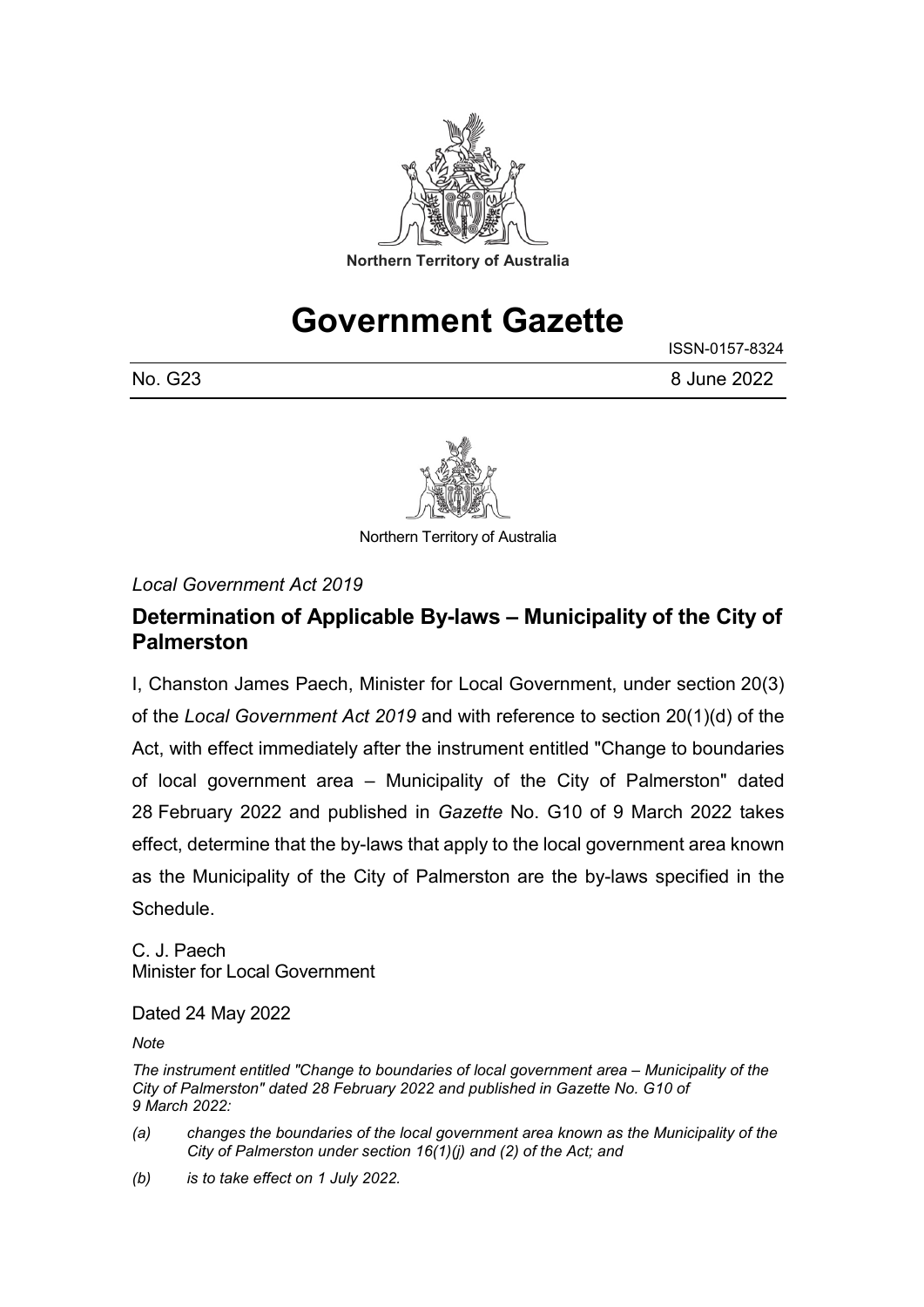Northern Territory of Australia

# Government Gazette

ISSN-0157-8324

No. G23 8 June 2022

Northern Territory of Australia

*Local Government Act 2019*

## Determination of Applicable By-laws – Municipality of the City of Palmerston

I, Chanston James Paech, Minister for Local Government, under section 20(3) of the *Local Government Act 2019* and with reference to section 20(1)(d) of the Act, with effect immediately after the instrument entitled "Change to boundaries of local government area – Municipality of the City of Palmerston" dated 28 February 2022 and published in *Gazette* No. G10 of 9 March 2022 takes effect, determine that the by-laws that apply to the local government area known as the Municipality of the City of Palmerston are the by-laws specified in the Schedule.

C. J. Paech
Minister for Local Government

Dated 24 May 2022

*Note*

*The instrument entitled "Change to boundaries of local government area – Municipality of the City of Palmerston" dated 28 February 2022 and published in Gazette No. G10 of 9 March 2022:*

*(a) changes the boundaries of the local government area known as the Municipality of the City of Palmerston under section 16(1)(j) and (2) of the Act; and*

*(b) is to take effect on 1 July 2022.*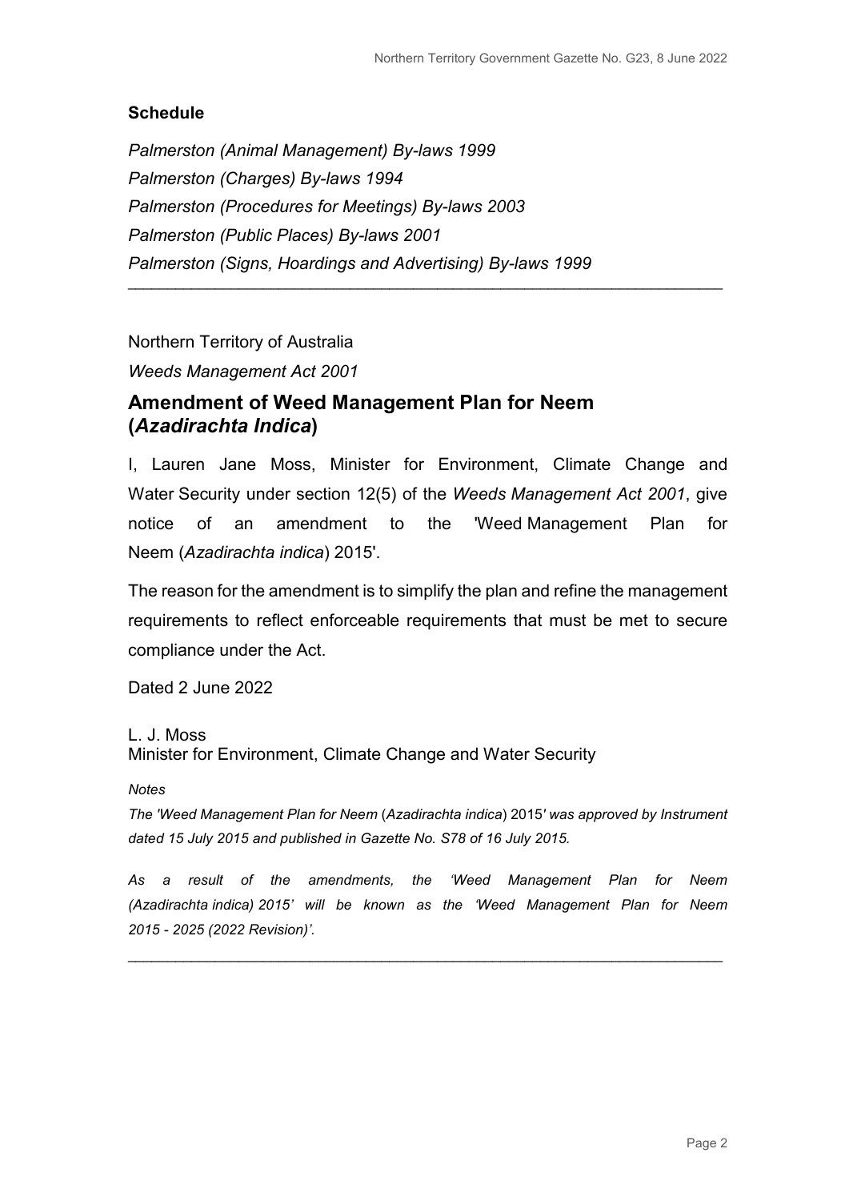**Schedule**

*Palmerston (Animal Management) By-laws 1999*
*Palmerston (Charges) By-laws 1994*
*Palmerston (Procedures for Meetings) By-laws 2003*
*Palmerston (Public Places) By-laws 2001*
*Palmerston (Signs, Hoardings and Advertising) By-laws 1999*

---

Northern Territory of Australia

*Weeds Management Act 2001*

## Amendment of Weed Management Plan for Neem (*Azadirachta Indica*)

I, Lauren Jane Moss, Minister for Environment, Climate Change and Water Security under section 12(5) of the *Weeds Management Act 2001*, give notice of an amendment to the 'Weed Management Plan for Neem (*Azadirachta indica*) 2015'.

The reason for the amendment is to simplify the plan and refine the management requirements to reflect enforceable requirements that must be met to secure compliance under the Act.

Dated 2 June 2022

L. J. Moss
Minister for Environment, Climate Change and Water Security

*Notes*

*The 'Weed Management Plan for Neem (Azadirachta indica) 2015' was approved by Instrument dated 15 July 2015 and published in Gazette No. S78 of 16 July 2015.*

*As a result of the amendments, the 'Weed Management Plan for Neem (Azadirachta indica) 2015' will be known as the 'Weed Management Plan for Neem 2015 - 2025 (2022 Revision)'.*

---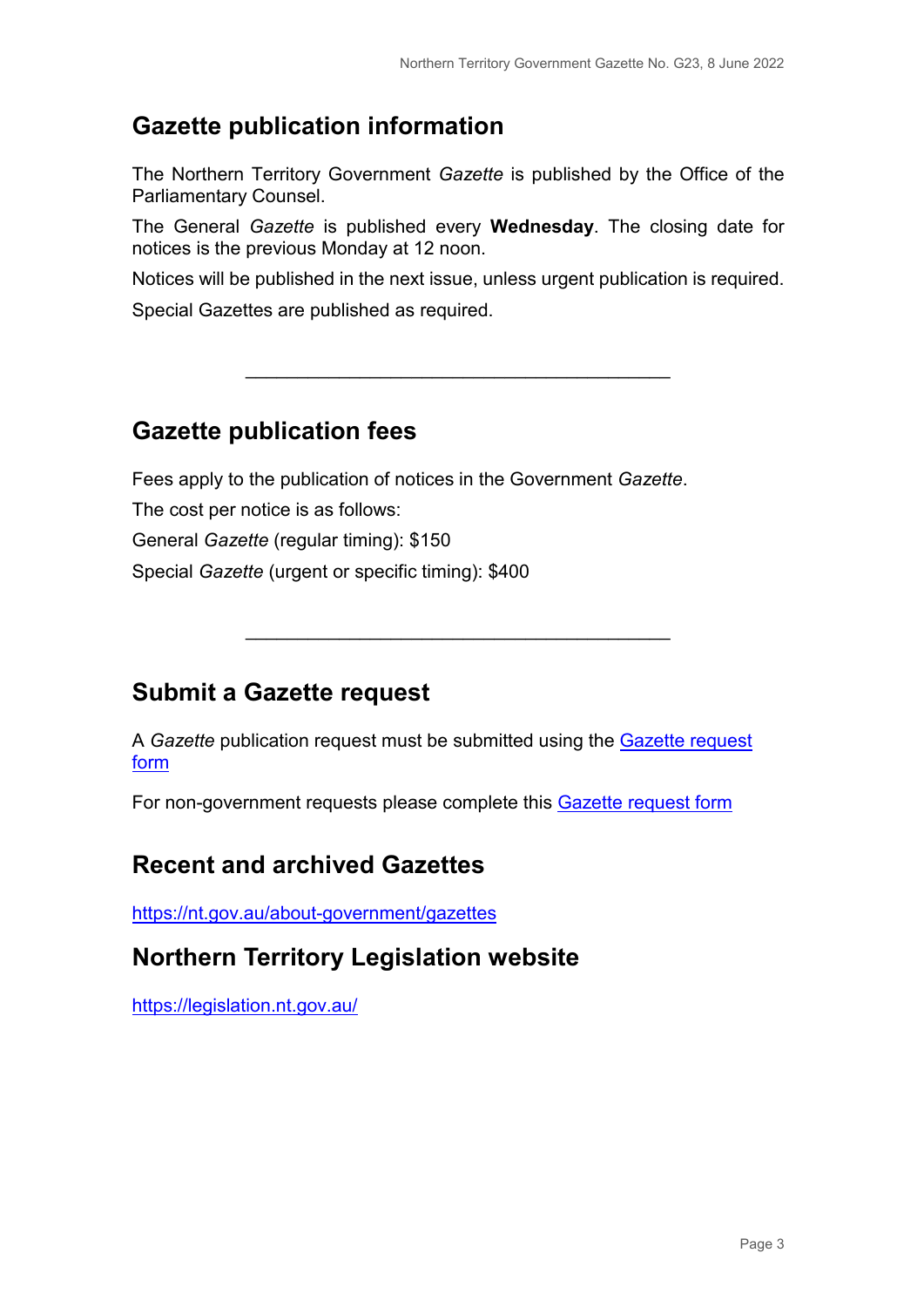## Gazette publication information

The Northern Territory Government *Gazette* is published by the Office of the Parliamentary Counsel.

The General *Gazette* is published every **Wednesday**. The closing date for notices is the previous Monday at 12 noon.

Notices will be published in the next issue, unless urgent publication is required.

Special Gazettes are published as required.

---

## Gazette publication fees

Fees apply to the publication of notices in the Government *Gazette*.

The cost per notice is as follows:

General *Gazette* (regular timing): $150

Special *Gazette* (urgent or specific timing): $400

---

## Submit a Gazette request

A *Gazette* publication request must be submitted using the Gazette request form

For non-government requests please complete this Gazette request form

## Recent and archived Gazettes

https://nt.gov.au/about-government/gazettes

## Northern Territory Legislation website

https://legislation.nt.gov.au/